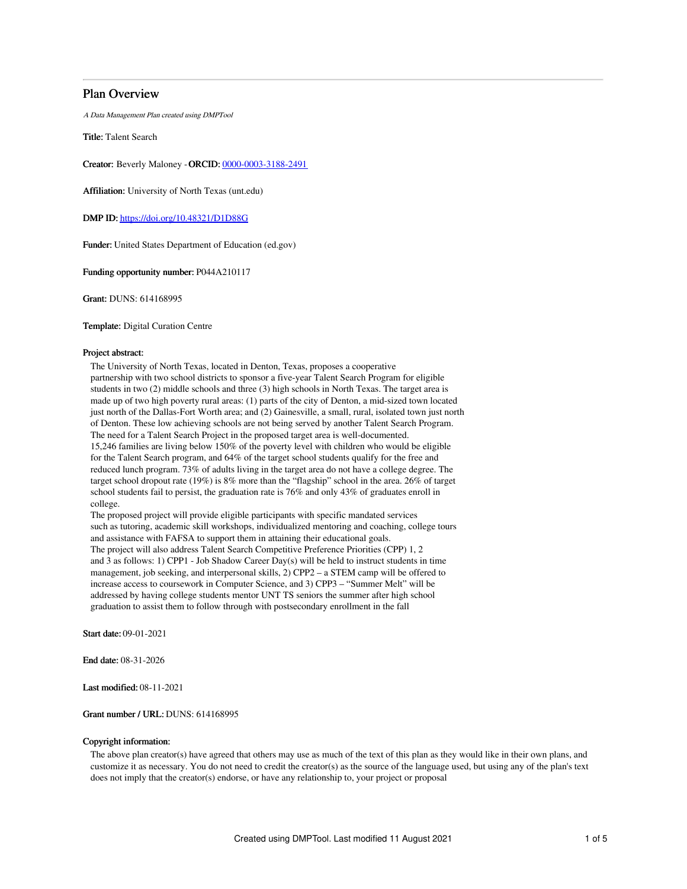## Plan Overview

*A Data Management Plan created using DMPTool*

**Title:** Talent Search

**Creator:** Beverly Maloney - **ORCID:** 0000-0003-3188-2491

**Affiliation:** University of North Texas (unt.edu)

**DMP ID:** https://doi.org/10.48321/D1D88G

**Funder:** United States Department of Education (ed.gov)

**Funding opportunity number:** P044A210117

**Grant:** DUNS: 614168995

**Template:** Digital Curation Centre

**Project abstract:**

The University of North Texas, located in Denton, Texas, proposes a cooperative partnership with two school districts to sponsor a five-year Talent Search Program for eligible students in two (2) middle schools and three (3) high schools in North Texas. The target area is made up of two high poverty rural areas: (1) parts of the city of Denton, a mid-sized town located just north of the Dallas-Fort Worth area; and (2) Gainesville, a small, rural, isolated town just north of Denton. These low achieving schools are not being served by another Talent Search Program. The need for a Talent Search Project in the proposed target area is well-documented. 15,246 families are living below 150% of the poverty level with children who would be eligible for the Talent Search program, and 64% of the target school students qualify for the free and reduced lunch program. 73% of adults living in the target area do not have a college degree. The target school dropout rate (19%) is 8% more than the "flagship" school in the area. 26% of target school students fail to persist, the graduation rate is 76% and only 43% of graduates enroll in college.

The proposed project will provide eligible participants with specific mandated services such as tutoring, academic skill workshops, individualized mentoring and coaching, college tours and assistance with FAFSA to support them in attaining their educational goals.

The project will also address Talent Search Competitive Preference Priorities (CPP) 1, 2 and 3 as follows: 1) CPP1 - Job Shadow Career Day(s) will be held to instruct students in time management, job seeking, and interpersonal skills, 2) CPP2 – a STEM camp will be offered to increase access to coursework in Computer Science, and 3) CPP3 – "Summer Melt" will be addressed by having college students mentor UNT TS seniors the summer after high school graduation to assist them to follow through with postsecondary enrollment in the fall

**Start date:** 09-01-2021

**End date:** 08-31-2026

**Last modified:** 08-11-2021

**Grant number / URL:** DUNS: 614168995

**Copyright information:**

The above plan creator(s) have agreed that others may use as much of the text of this plan as they would like in their own plans, and customize it as necessary. You do not need to credit the creator(s) as the source of the language used, but using any of the plan's text does not imply that the creator(s) endorse, or have any relationship to, your project or proposal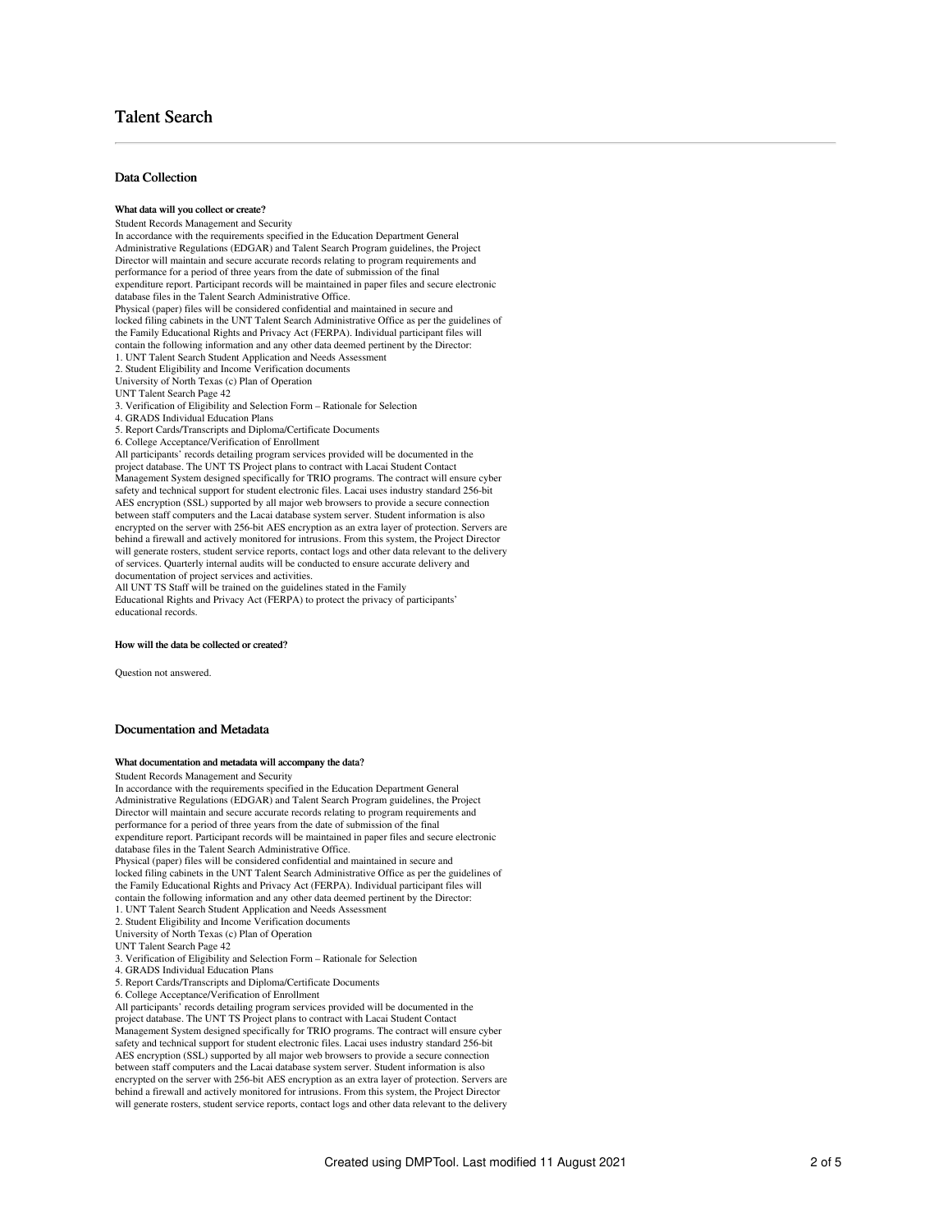# Talent Search

## Data Collection

#### What data will you collect or create?

Student Records Management and Security
In accordance with the requirements specified in the Education Department General Administrative Regulations (EDGAR) and Talent Search Program guidelines, the Project Director will maintain and secure accurate records relating to program requirements and performance for a period of three years from the date of submission of the final expenditure report. Participant records will be maintained in paper files and secure electronic database files in the Talent Search Administrative Office.
Physical (paper) files will be considered confidential and maintained in secure and locked filing cabinets in the UNT Talent Search Administrative Office as per the guidelines of the Family Educational Rights and Privacy Act (FERPA). Individual participant files will contain the following information and any other data deemed pertinent by the Director:
1. UNT Talent Search Student Application and Needs Assessment
2. Student Eligibility and Income Verification documents
University of North Texas (c) Plan of Operation
UNT Talent Search Page 42
3. Verification of Eligibility and Selection Form – Rationale for Selection
4. GRADS Individual Education Plans
5. Report Cards/Transcripts and Diploma/Certificate Documents
6. College Acceptance/Verification of Enrollment
All participants' records detailing program services provided will be documented in the project database. The UNT TS Project plans to contract with Lacai Student Contact Management System designed specifically for TRIO programs. The contract will ensure cyber safety and technical support for student electronic files. Lacai uses industry standard 256-bit AES encryption (SSL) supported by all major web browsers to provide a secure connection between staff computers and the Lacai database system server. Student information is also encrypted on the server with 256-bit AES encryption as an extra layer of protection. Servers are behind a firewall and actively monitored for intrusions. From this system, the Project Director will generate rosters, student service reports, contact logs and other data relevant to the delivery of services. Quarterly internal audits will be conducted to ensure accurate delivery and documentation of project services and activities.
All UNT TS Staff will be trained on the guidelines stated in the Family Educational Rights and Privacy Act (FERPA) to protect the privacy of participants' educational records.

#### How will the data be collected or created?

Question not answered.

## Documentation and Metadata

#### What documentation and metadata will accompany the data?

Student Records Management and Security
In accordance with the requirements specified in the Education Department General Administrative Regulations (EDGAR) and Talent Search Program guidelines, the Project Director will maintain and secure accurate records relating to program requirements and performance for a period of three years from the date of submission of the final expenditure report. Participant records will be maintained in paper files and secure electronic database files in the Talent Search Administrative Office.
Physical (paper) files will be considered confidential and maintained in secure and locked filing cabinets in the UNT Talent Search Administrative Office as per the guidelines of the Family Educational Rights and Privacy Act (FERPA). Individual participant files will contain the following information and any other data deemed pertinent by the Director:
1. UNT Talent Search Student Application and Needs Assessment
2. Student Eligibility and Income Verification documents
University of North Texas (c) Plan of Operation
UNT Talent Search Page 42
3. Verification of Eligibility and Selection Form – Rationale for Selection
4. GRADS Individual Education Plans
5. Report Cards/Transcripts and Diploma/Certificate Documents
6. College Acceptance/Verification of Enrollment
All participants' records detailing program services provided will be documented in the project database. The UNT TS Project plans to contract with Lacai Student Contact Management System designed specifically for TRIO programs. The contract will ensure cyber safety and technical support for student electronic files. Lacai uses industry standard 256-bit AES encryption (SSL) supported by all major web browsers to provide a secure connection between staff computers and the Lacai database system server. Student information is also encrypted on the server with 256-bit AES encryption as an extra layer of protection. Servers are behind a firewall and actively monitored for intrusions. From this system, the Project Director will generate rosters, student service reports, contact logs and other data relevant to the delivery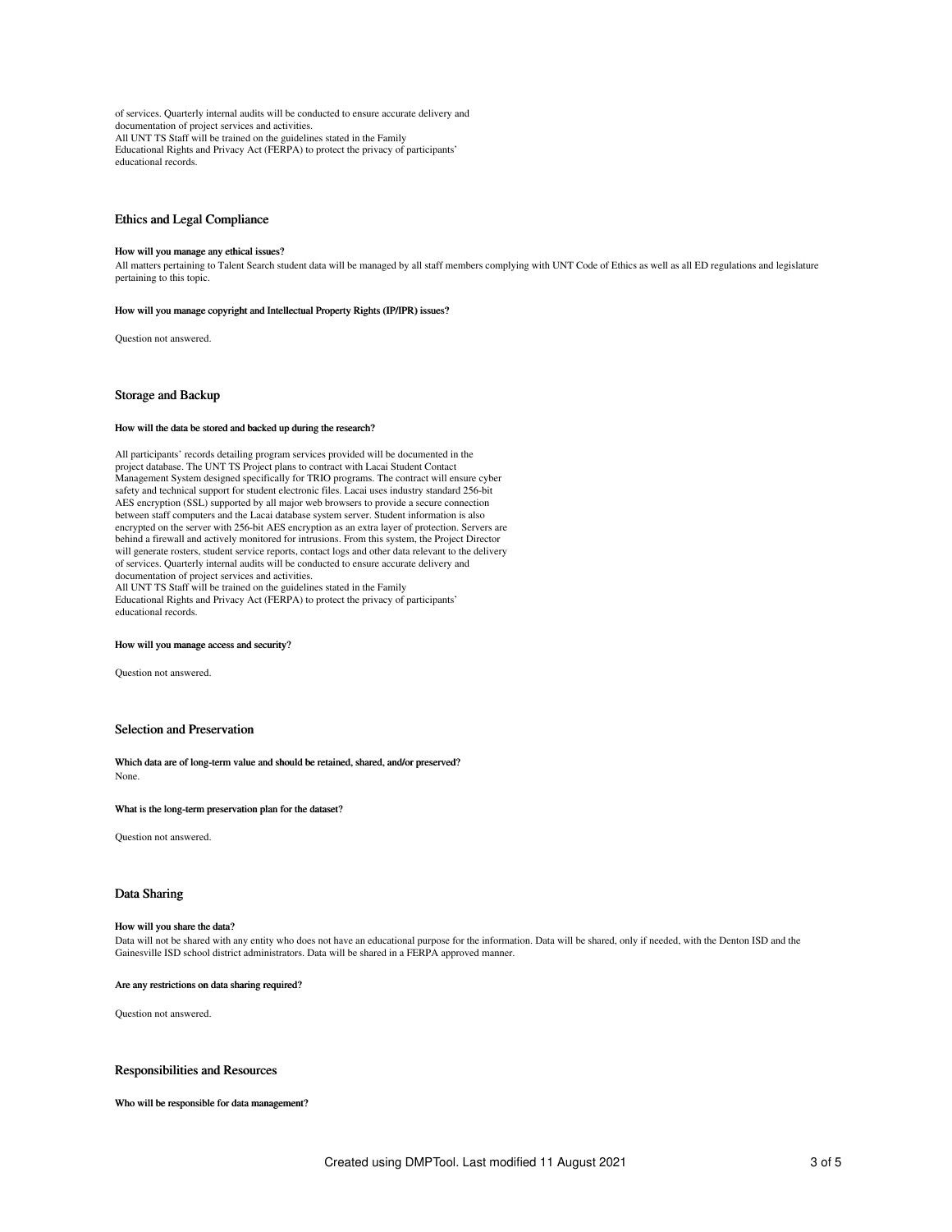of services. Quarterly internal audits will be conducted to ensure accurate delivery and documentation of project services and activities.
All UNT TS Staff will be trained on the guidelines stated in the Family Educational Rights and Privacy Act (FERPA) to protect the privacy of participants' educational records.

## Ethics and Legal Compliance

#### How will you manage any ethical issues?

All matters pertaining to Talent Search student data will be managed by all staff members complying with UNT Code of Ethics as well as all ED regulations and legislature pertaining to this topic.

#### How will you manage copyright and Intellectual Property Rights (IP/IPR) issues?

Question not answered.

## Storage and Backup

#### How will the data be stored and backed up during the research?

All participants' records detailing program services provided will be documented in the project database. The UNT TS Project plans to contract with Lacai Student Contact Management System designed specifically for TRIO programs. The contract will ensure cyber safety and technical support for student electronic files. Lacai uses industry standard 256-bit AES encryption (SSL) supported by all major web browsers to provide a secure connection between staff computers and the Lacai database system server. Student information is also encrypted on the server with 256-bit AES encryption as an extra layer of protection. Servers are behind a firewall and actively monitored for intrusions. From this system, the Project Director will generate rosters, student service reports, contact logs and other data relevant to the delivery of services. Quarterly internal audits will be conducted to ensure accurate delivery and documentation of project services and activities.
All UNT TS Staff will be trained on the guidelines stated in the Family Educational Rights and Privacy Act (FERPA) to protect the privacy of participants' educational records.

#### How will you manage access and security?

Question not answered.

## Selection and Preservation

#### Which data are of long-term value and should be retained, shared, and/or preserved?

None.

#### What is the long-term preservation plan for the dataset?

Question not answered.

## Data Sharing

#### How will you share the data?

Data will not be shared with any entity who does not have an educational purpose for the information. Data will be shared, only if needed, with the Denton ISD and the Gainesville ISD school district administrators. Data will be shared in a FERPA approved manner.

#### Are any restrictions on data sharing required?

Question not answered.

## Responsibilities and Resources

#### Who will be responsible for data management?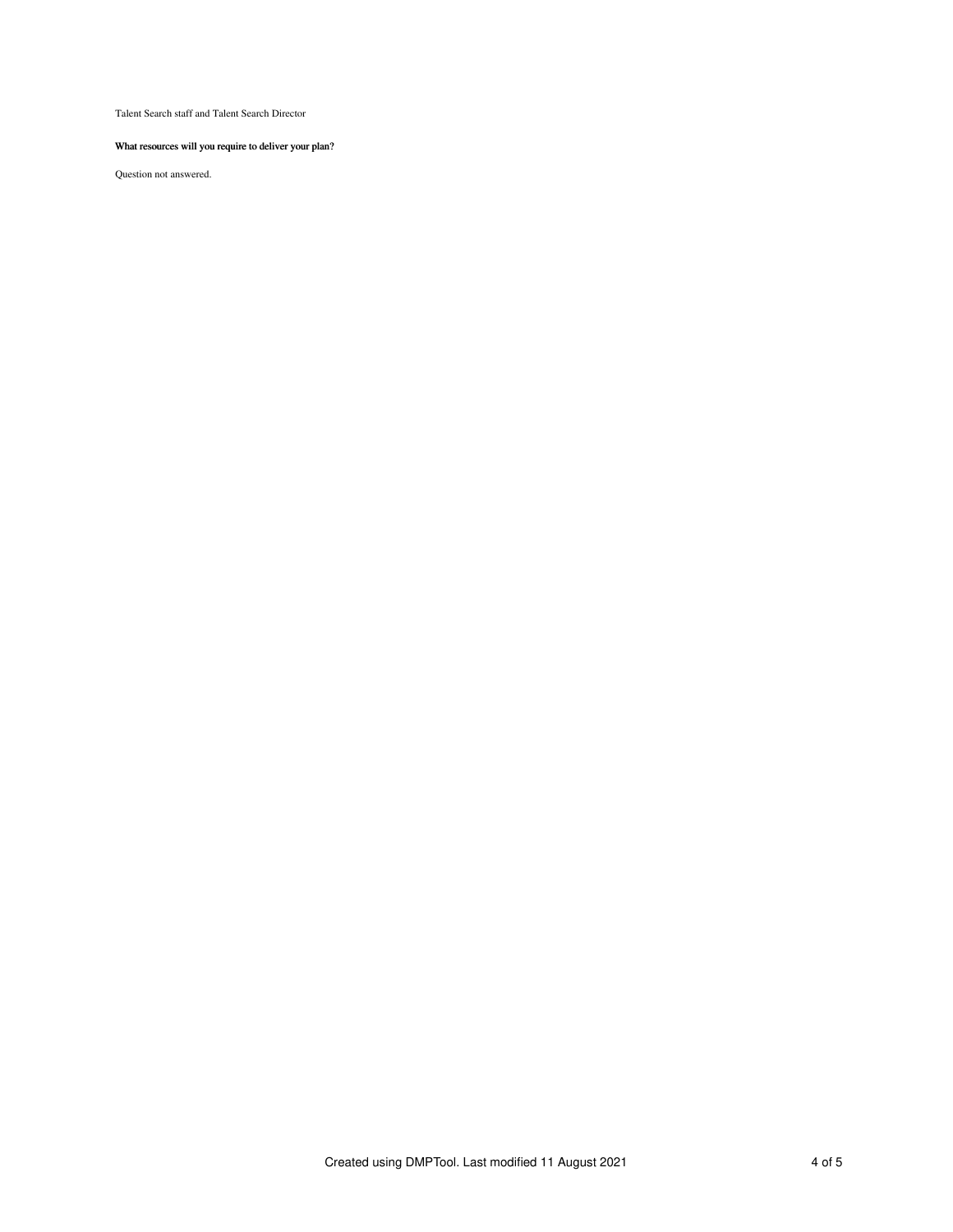Talent Search staff and Talent Search Director

**What resources will you require to deliver your plan?**

Question not answered.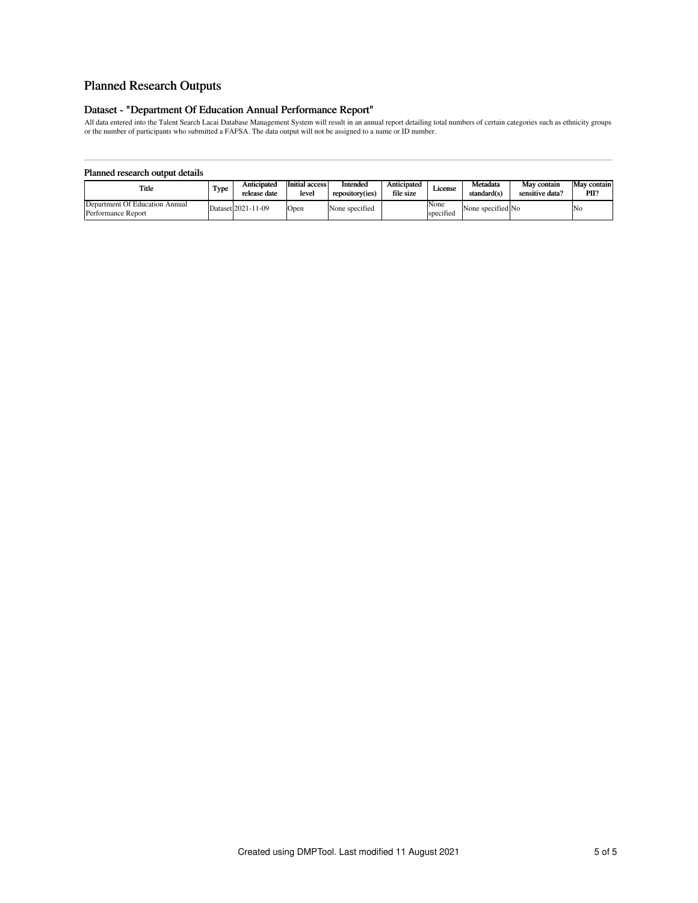# Planned Research Outputs

## Dataset - "Department Of Education Annual Performance Report"

All data entered into the Talent Search Lacai Database Management System will result in an annual report detailing total numbers of certain categories such as ethnicity groups or the number of participants who submitted a FAFSA. The data output will not be assigned to a name or ID number.

### Planned research output details

| Title | Type | Anticipated release date | Initial access level | Intended repository(ies) | Anticipated file size | License | Metadata standard(s) | May contain sensitive data? | May contain PII? |
| --- | --- | --- | --- | --- | --- | --- | --- | --- | --- |
| Department Of Education Annual Performance Report | Dataset | 2021-11-09 | Open | None specified | | None specified | None specified | No | No |